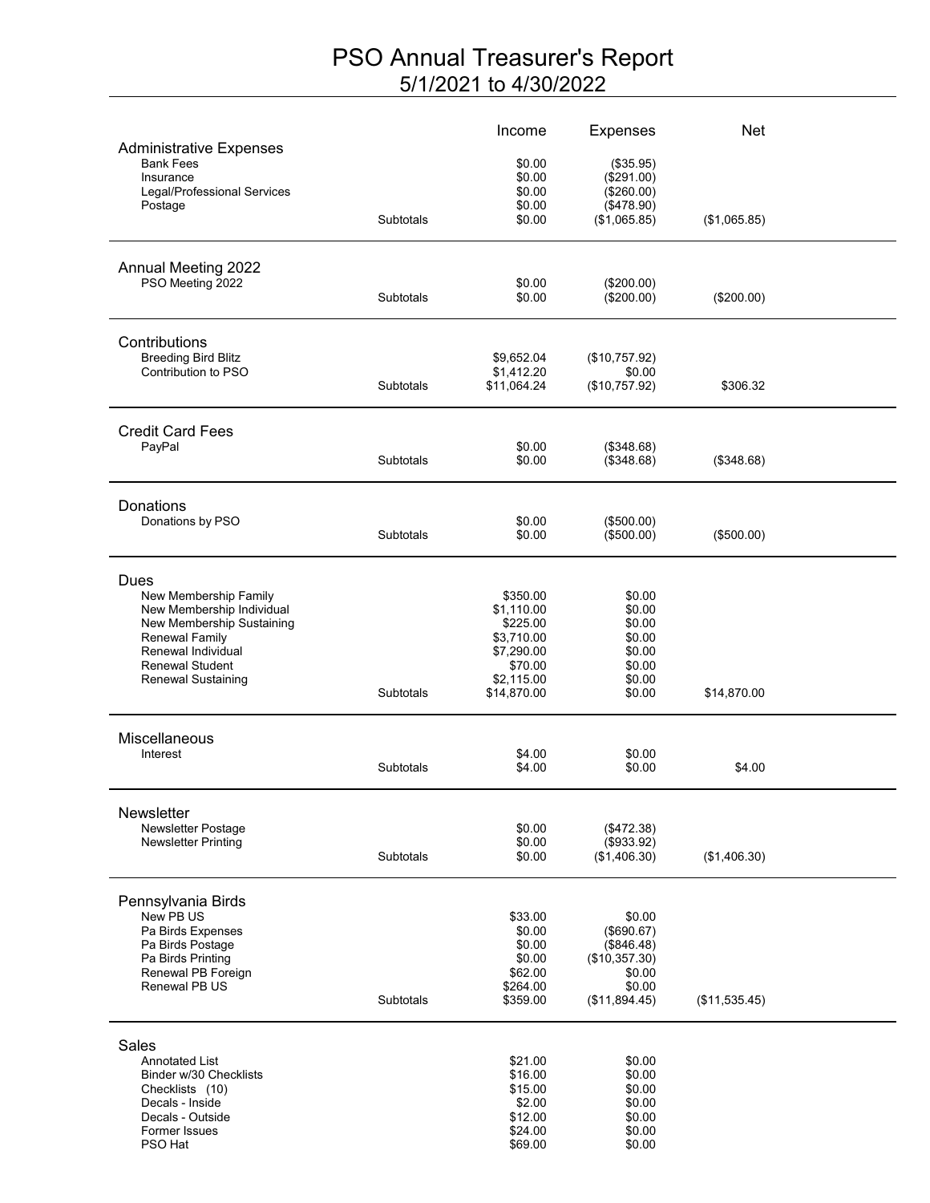# PSO Annual Treasurer's Report

## 5/1/2021 to 4/30/2022

| | | Income | Expenses | Net |
|---|---|---|---|---|
| **Administrative Expenses** | | | | |
| Bank Fees | | $0.00 | ($35.95) | |
| Insurance | | $0.00 | ($291.00) | |
| Legal/Professional Services | | $0.00 | ($260.00) | |
| Postage | | $0.00 | ($478.90) | |
| | Subtotals | $0.00 | ($1,065.85) | ($1,065.85) |
| **Annual Meeting 2022** | | | | |
| PSO Meeting 2022 | | $0.00 | ($200.00) | |
| | Subtotals | $0.00 | ($200.00) | ($200.00) |
| **Contributions** | | | | |
| Breeding Bird Blitz | | $9,652.04 | ($10,757.92) | |
| Contribution to PSO | | $1,412.20 | $0.00 | |
| | Subtotals | $11,064.24 | ($10,757.92) | $306.32 |
| **Credit Card Fees** | | | | |
| PayPal | | $0.00 | ($348.68) | |
| | Subtotals | $0.00 | ($348.68) | ($348.68) |
| **Donations** | | | | |
| Donations by PSO | | $0.00 | ($500.00) | |
| | Subtotals | $0.00 | ($500.00) | ($500.00) |
| **Dues** | | | | |
| New Membership Family | | $350.00 | $0.00 | |
| New Membership Individual | | $1,110.00 | $0.00 | |
| New Membership Sustaining | | $225.00 | $0.00 | |
| Renewal Family | | $3,710.00 | $0.00 | |
| Renewal Individual | | $7,290.00 | $0.00 | |
| Renewal Student | | $70.00 | $0.00 | |
| Renewal Sustaining | | $2,115.00 | $0.00 | |
| | Subtotals | $14,870.00 | $0.00 | $14,870.00 |
| **Miscellaneous** | | | | |
| Interest | | $4.00 | $0.00 | |
| | Subtotals | $4.00 | $0.00 | $4.00 |
| **Newsletter** | | | | |
| Newsletter Postage | | $0.00 | ($472.38) | |
| Newsletter Printing | | $0.00 | ($933.92) | |
| | Subtotals | $0.00 | ($1,406.30) | ($1,406.30) |
| **Pennsylvania Birds** | | | | |
| New PB US | | $33.00 | $0.00 | |
| Pa Birds Expenses | | $0.00 | ($690.67) | |
| Pa Birds Postage | | $0.00 | ($846.48) | |
| Pa Birds Printing | | $0.00 | ($10,357.30) | |
| Renewal PB Foreign | | $62.00 | $0.00 | |
| Renewal PB US | | $264.00 | $0.00 | |
| | Subtotals | $359.00 | ($11,894.45) | ($11,535.45) |
| **Sales** | | | | |
| Annotated List | | $21.00 | $0.00 | |
| Binder w/30 Checklists | | $16.00 | $0.00 | |
| Checklists (10) | | $15.00 | $0.00 | |
| Decals - Inside | | $2.00 | $0.00 | |
| Decals - Outside | | $12.00 | $0.00 | |
| Former Issues | | $24.00 | $0.00 | |
| PSO Hat | | $69.00 | $0.00 | |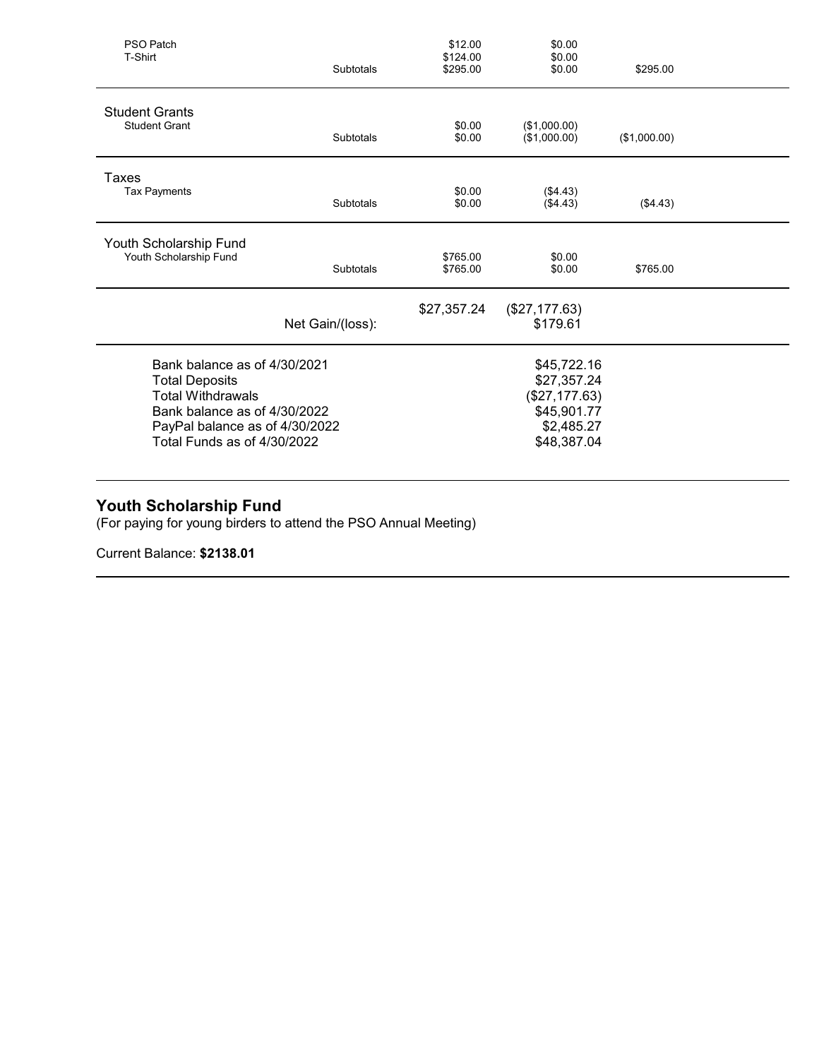| | | | | |
|---|---|---|---|---|
| PSO Patch | | $12.00 | $0.00 | |
| T-Shirt | | $124.00 | $0.00 | |
| | Subtotals | $295.00 | $0.00 | $295.00 |
| **Student Grants** | | | | |
| Student Grant | | $0.00 | ($1,000.00) | |
| | Subtotals | $0.00 | ($1,000.00) | ($1,000.00) |
| **Taxes** | | | | |
| Tax Payments | | $0.00 | ($4.43) | |
| | Subtotals | $0.00 | ($4.43) | ($4.43) |
| **Youth Scholarship Fund** | | | | |
| Youth Scholarship Fund | | $765.00 | $0.00 | |
| | Subtotals | $765.00 | $0.00 | $765.00 |
| | | $27,357.24 | ($27,177.63) | |
| | Net Gain/(loss): | | $179.61 | |

| | |
|---|---|
| Bank balance as of 4/30/2021 | $45,722.16 |
| Total Deposits | $27,357.24 |
| Total Withdrawals | ($27,177.63) |
| Bank balance as of 4/30/2022 | $45,901.77 |
| PayPal balance as of 4/30/2022 | $2,485.27 |
| Total Funds as of 4/30/2022 | $48,387.04 |

## Youth Scholarship Fund

(For paying for young birders to attend the PSO Annual Meeting)

Current Balance: **$2138.01**